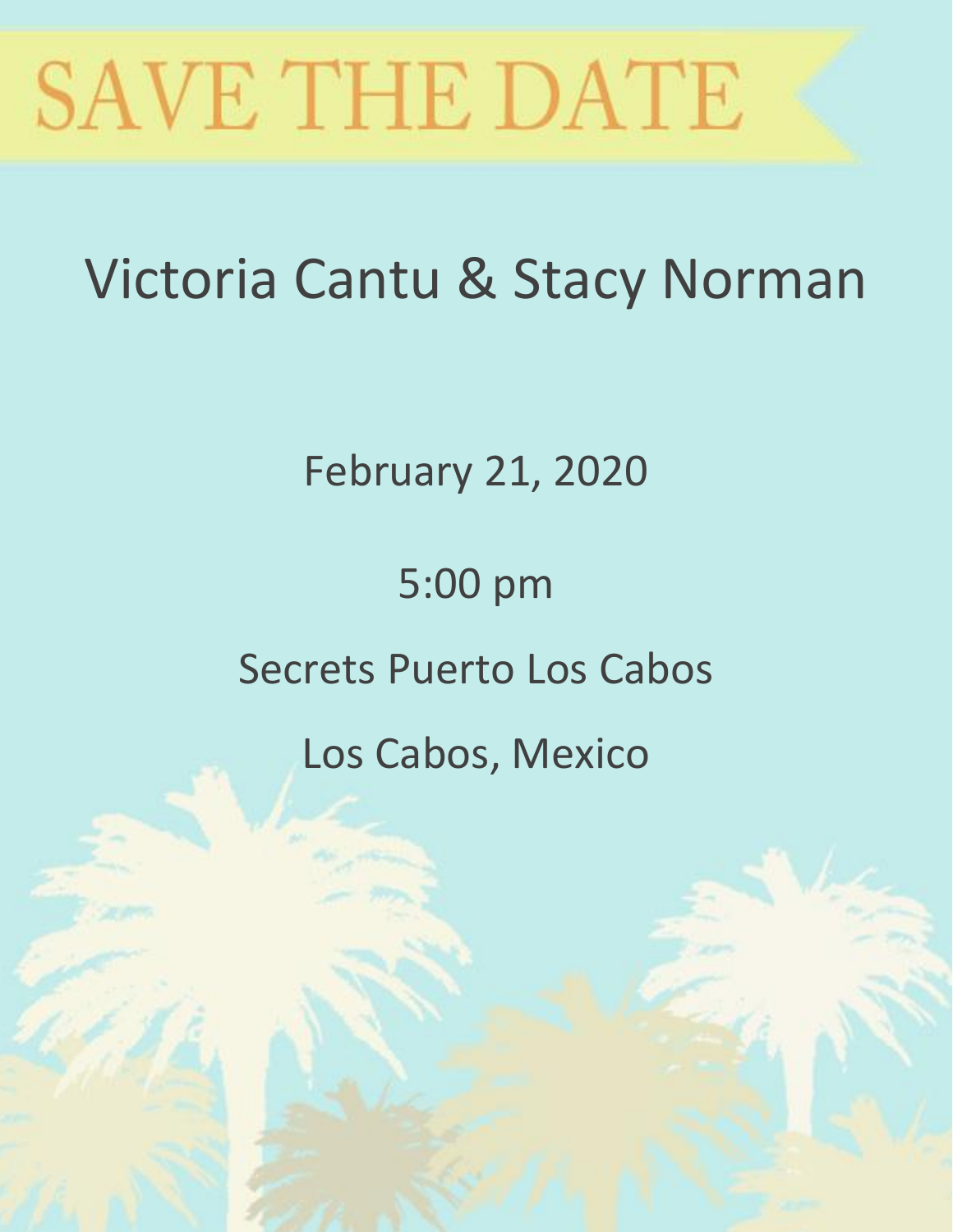# SAVE THE DATE

## Victoria Cantu & Stacy Norman

February 21, 2020

5:00 pm

Secrets Puerto Los Cabos

Los Cabos, Mexico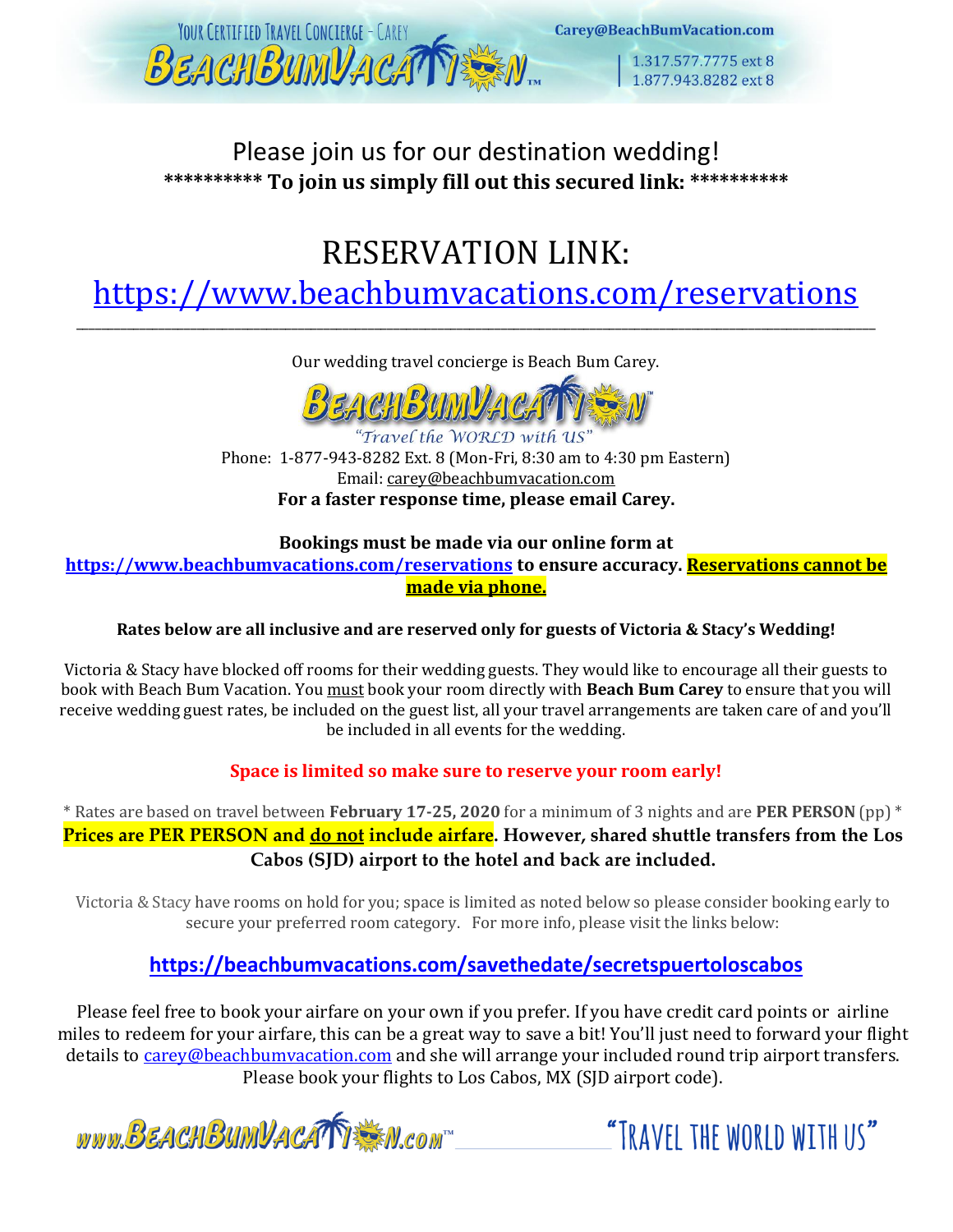Please join us for our destination wedding!

**\*\*\*\*\*\*\*\*\*\* To join us simply fill out this secured link: \*\*\*\*\*\*\*\*\*\***

# RESERVATION LINK:

# https://www.beachbumvacations.com/reservations

---

Our wedding travel concierge is Beach Bum Carey.

*"Travel the WORLD with US"*

Phone: 1-877-943-8282 Ext. 8 (Mon-Fri, 8:30 am to 4:30 pm Eastern)

Email: carey@beachbumvacation.com

**For a faster response time, please email Carey.**

**Bookings must be made via our online form at https://www.beachbumvacations.com/reservations to ensure accuracy. Reservations cannot be made via phone.**

**Rates below are all inclusive and are reserved only for guests of Victoria & Stacy's Wedding!**

Victoria & Stacy have blocked off rooms for their wedding guests. They would like to encourage all their guests to book with Beach Bum Vacation. You must book your room directly with **Beach Bum Carey** to ensure that you will receive wedding guest rates, be included on the guest list, all your travel arrangements are taken care of and you'll be included in all events for the wedding.

**Space is limited so make sure to reserve your room early!**

\* Rates are based on travel between **February 17-25, 2020** for a minimum of 3 nights and are **PER PERSON** (pp) \*

**Prices are PER PERSON and do not include airfare. However, shared shuttle transfers from the Los Cabos (SJD) airport to the hotel and back are included.**

Victoria & Stacy have rooms on hold for you; space is limited as noted below so please consider booking early to secure your preferred room category. For more info, please visit the links below:

**https://beachbumvacations.com/savethedate/secretspuertoloscabos**

Please feel free to book your airfare on your own if you prefer. If you have credit card points or airline miles to redeem for your airfare, this can be a great way to save a bit! You'll just need to forward your flight details to carey@beachbumvacation.com and she will arrange your included round trip airport transfers. Please book your flights to Los Cabos, MX (SJD airport code).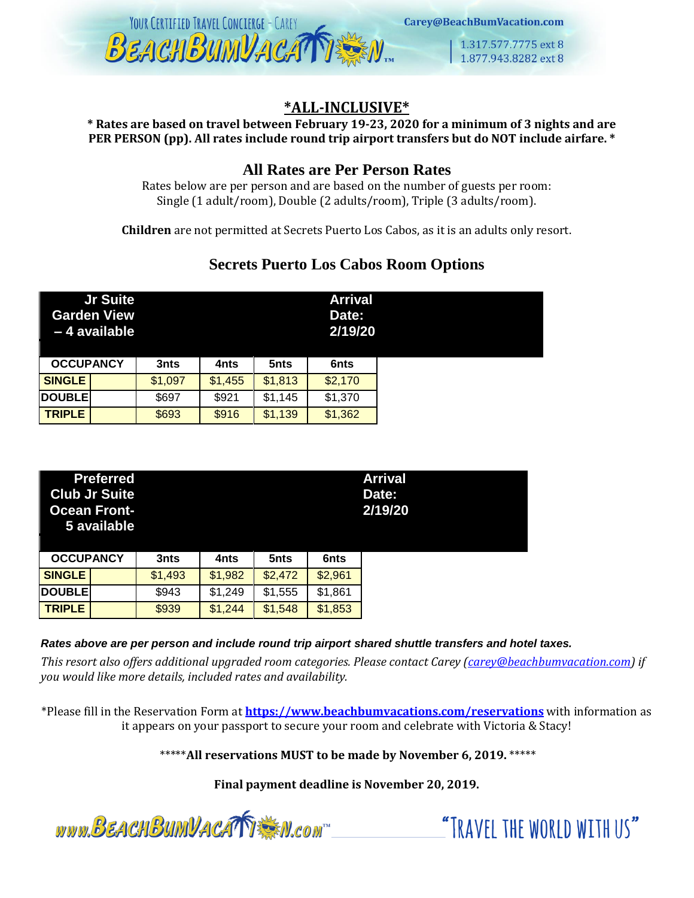# *ALL-INCLUSIVE*

**\* Rates are based on travel between February 19-23, 2020 for a minimum of 3 nights and are PER PERSON (pp). All rates include round trip airport transfers but do NOT include airfare. \***

## All Rates are Per Person Rates

Rates below are per person and are based on the number of guests per room: Single (1 adult/room), Double (2 adults/room), Triple (3 adults/room).

**Children** are not permitted at Secrets Puerto Los Cabos, as it is an adults only resort.

## Secrets Puerto Los Cabos Room Options

| Jr Suite Garden View – 4 available | | Arrival Date: 2/19/20 | | |
|---|---|---|---|---|
| **OCCUPANCY** | **3nts** | **4nts** | **5nts** | **6nts** |
| **SINGLE** | $1,097 | $1,455 | $1,813 | $2,170 |
| **DOUBLE** | $697 | $921 | $1,145 | $1,370 |
| **TRIPLE** | $693 | $916 | $1,139 | $1,362 |

| Preferred Club Jr Suite Ocean Front- 5 available | | Arrival Date: 2/19/20 | | |
|---|---|---|---|---|
| **OCCUPANCY** | **3nts** | **4nts** | **5nts** | **6nts** |
| **SINGLE** | $1,493 | $1,982 | $2,472 | $2,961 |
| **DOUBLE** | $943 | $1,249 | $1,555 | $1,861 |
| **TRIPLE** | $939 | $1,244 | $1,548 | $1,853 |

***Rates above are per person and include round trip airport shared shuttle transfers and hotel taxes.***

*This resort also offers additional upgraded room categories. Please contact Carey (carey@beachbumvacation.com) if you would like more details, included rates and availability.*

*Please fill in the Reservation Form at **https://www.beachbumvacations.com/reservations** with information as it appears on your passport to secure your room and celebrate with Victoria & Stacy!

\*\*\*\*\***All reservations MUST to be made by November 6, 2019.** \*\*\*\*\*

**Final payment deadline is November 20, 2019.**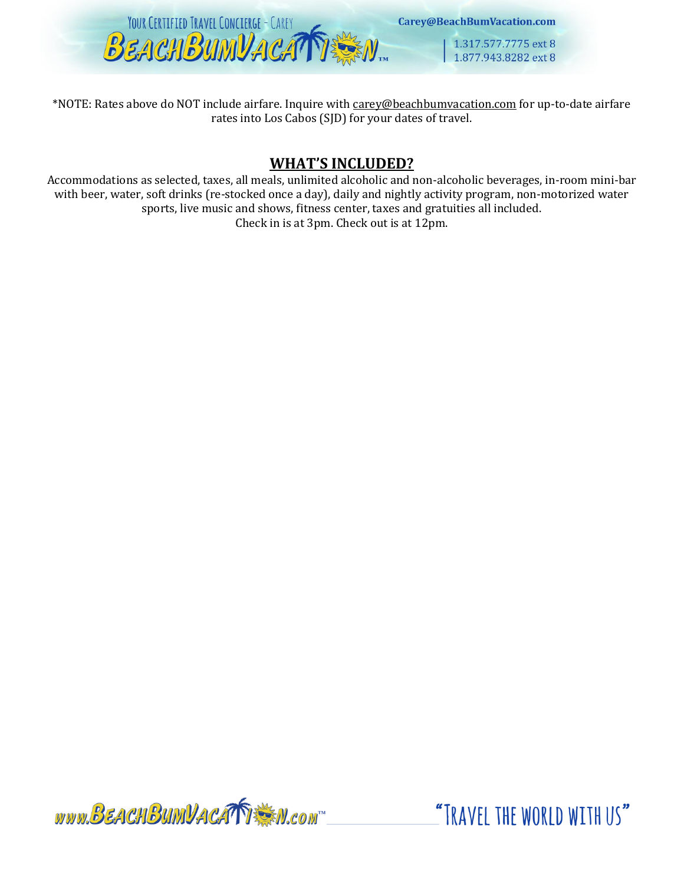*NOTE: Rates above do NOT include airfare. Inquire with carey@beachbumvacation.com for up-to-date airfare rates into Los Cabos (SJD) for your dates of travel.

## WHAT'S INCLUDED?

Accommodations as selected, taxes, all meals, unlimited alcoholic and non-alcoholic beverages, in-room mini-bar with beer, water, soft drinks (re-stocked once a day), daily and nightly activity program, non-motorized water sports, live music and shows, fitness center, taxes and gratuities all included.
Check in is at 3pm. Check out is at 12pm.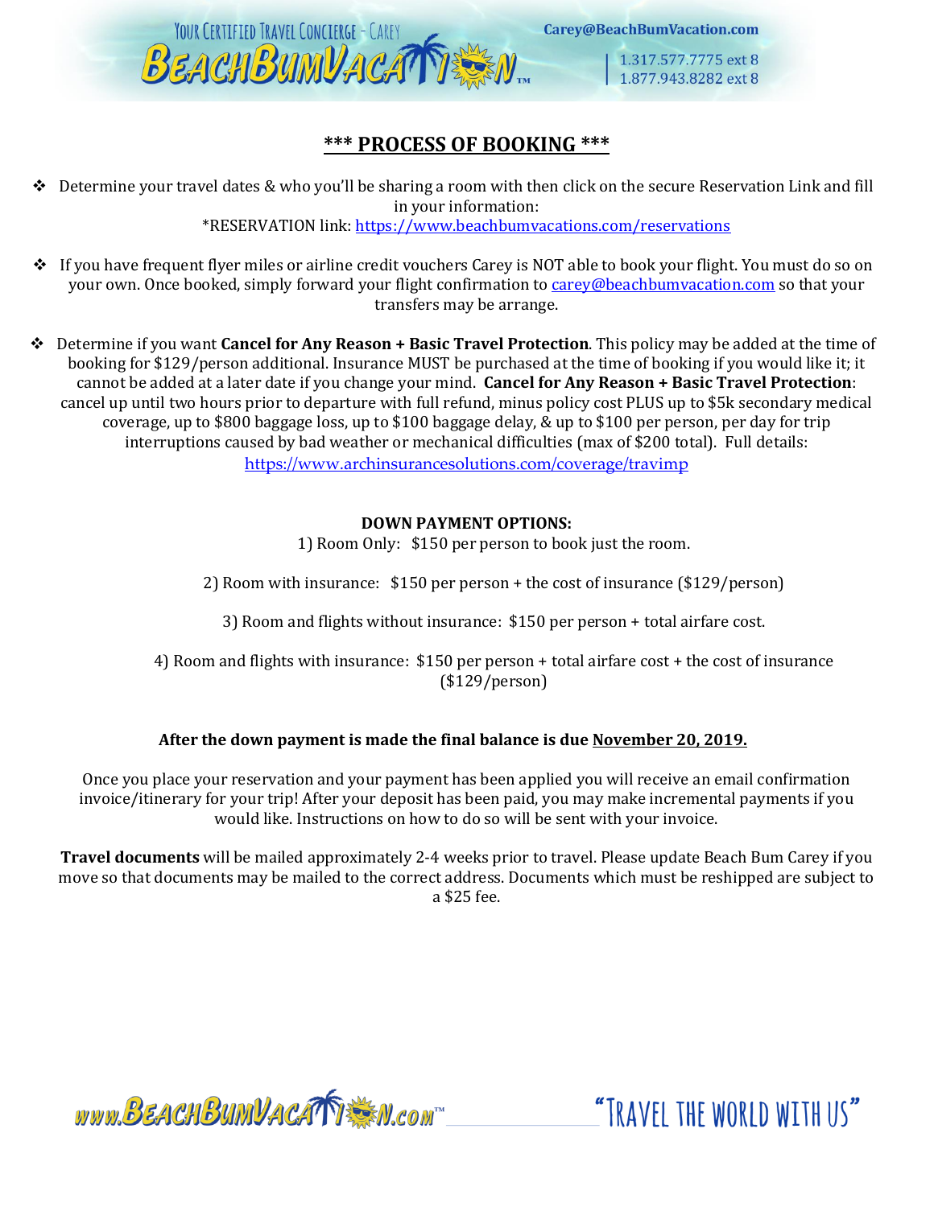## *** PROCESS OF BOOKING ***

- Determine your travel dates & who you'll be sharing a room with then click on the secure Reservation Link and fill in your information:
  *RESERVATION link: https://www.beachbumvacations.com/reservations

- If you have frequent flyer miles or airline credit vouchers Carey is NOT able to book your flight. You must do so on your own. Once booked, simply forward your flight confirmation to carey@beachbumvacation.com so that your transfers may be arrange.

- Determine if you want **Cancel for Any Reason + Basic Travel Protection**. This policy may be added at the time of booking for $129/person additional. Insurance MUST be purchased at the time of booking if you would like it; it cannot be added at a later date if you change your mind. **Cancel for Any Reason + Basic Travel Protection**: cancel up until two hours prior to departure with full refund, minus policy cost PLUS up to $5k secondary medical coverage, up to $800 baggage loss, up to $100 baggage delay, & up to $100 per person, per day for trip interruptions caused by bad weather or mechanical difficulties (max of $200 total). Full details: https://www.archinsurancesolutions.com/coverage/travimp

**DOWN PAYMENT OPTIONS:**

1) Room Only: $150 per person to book just the room.

2) Room with insurance: $150 per person + the cost of insurance ($129/person)

3) Room and flights without insurance: $150 per person + total airfare cost.

4) Room and flights with insurance: $150 per person + total airfare cost + the cost of insurance ($129/person)

**After the down payment is made the final balance is due November 20, 2019.**

Once you place your reservation and your payment has been applied you will receive an email confirmation invoice/itinerary for your trip! After your deposit has been paid, you may make incremental payments if you would like. Instructions on how to do so will be sent with your invoice.

**Travel documents** will be mailed approximately 2-4 weeks prior to travel. Please update Beach Bum Carey if you move so that documents may be mailed to the correct address. Documents which must be reshipped are subject to a $25 fee.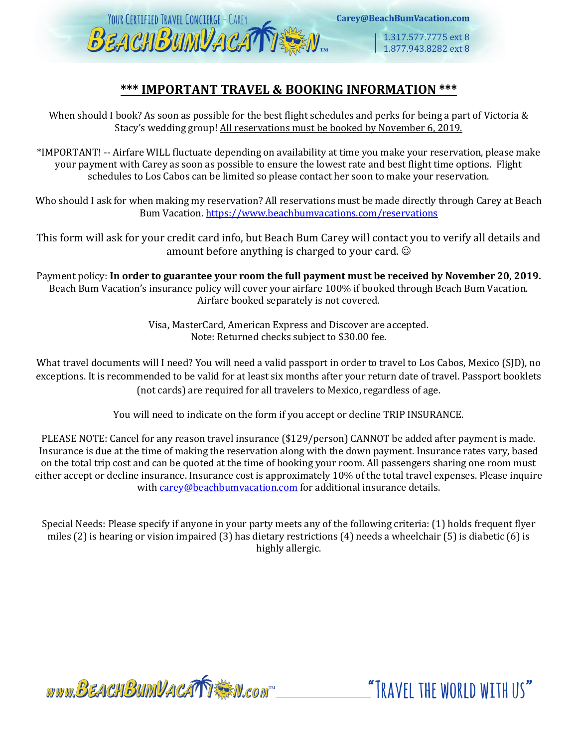## *** IMPORTANT TRAVEL & BOOKING INFORMATION ***

When should I book? As soon as possible for the best flight schedules and perks for being a part of Victoria & Stacy's wedding group! All reservations must be booked by November 6, 2019.

*IMPORTANT! -- Airfare WILL fluctuate depending on availability at time you make your reservation, please make your payment with Carey as soon as possible to ensure the lowest rate and best flight time options. Flight schedules to Los Cabos can be limited so please contact her soon to make your reservation.

Who should I ask for when making my reservation? All reservations must be made directly through Carey at Beach Bum Vacation. https://www.beachbumvacations.com/reservations

This form will ask for your credit card info, but Beach Bum Carey will contact you to verify all details and amount before anything is charged to your card. ☺

Payment policy: **In order to guarantee your room the full payment must be received by November 20, 2019.** Beach Bum Vacation's insurance policy will cover your airfare 100% if booked through Beach Bum Vacation. Airfare booked separately is not covered.

Visa, MasterCard, American Express and Discover are accepted.
Note: Returned checks subject to $30.00 fee.

What travel documents will I need? You will need a valid passport in order to travel to Los Cabos, Mexico (SJD), no exceptions. It is recommended to be valid for at least six months after your return date of travel. Passport booklets (not cards) are required for all travelers to Mexico, regardless of age.

You will need to indicate on the form if you accept or decline TRIP INSURANCE.

PLEASE NOTE: Cancel for any reason travel insurance ($129/person) CANNOT be added after payment is made. Insurance is due at the time of making the reservation along with the down payment. Insurance rates vary, based on the total trip cost and can be quoted at the time of booking your room. All passengers sharing one room must either accept or decline insurance. Insurance cost is approximately 10% of the total travel expenses. Please inquire with carey@beachbumvacation.com for additional insurance details.

Special Needs: Please specify if anyone in your party meets any of the following criteria: (1) holds frequent flyer miles (2) is hearing or vision impaired (3) has dietary restrictions (4) needs a wheelchair (5) is diabetic (6) is highly allergic.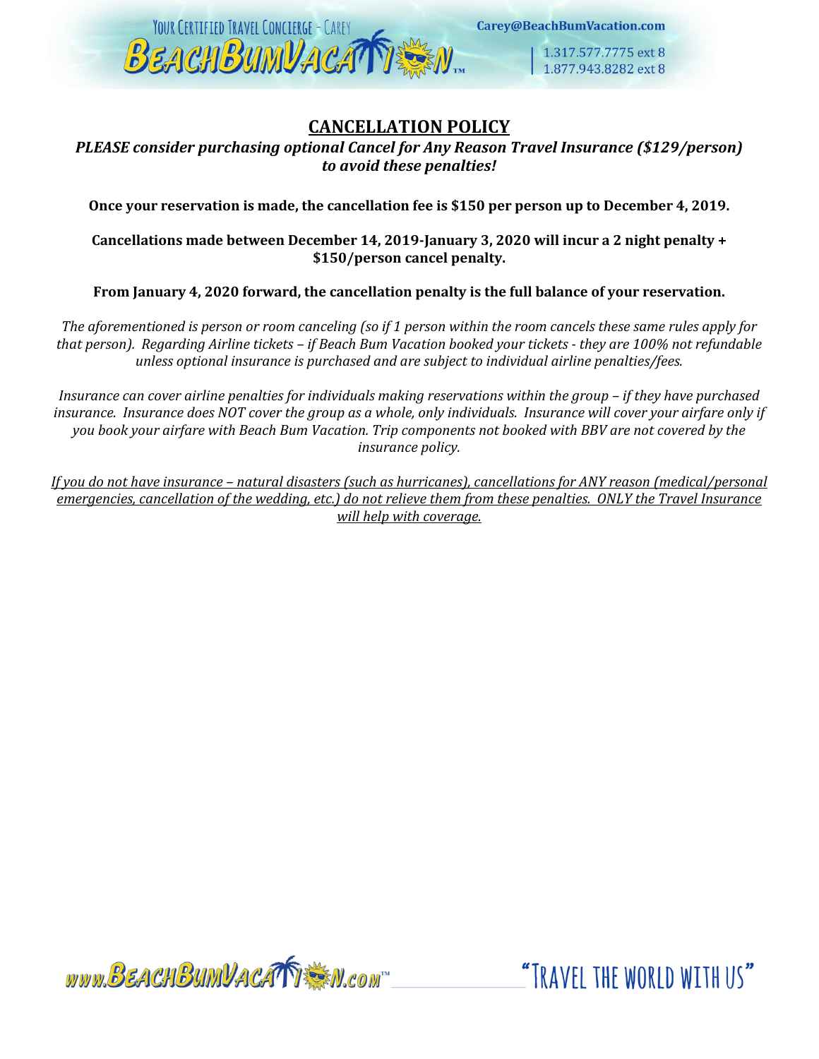# CANCELLATION POLICY

***PLEASE consider purchasing optional Cancel for Any Reason Travel Insurance ($129/person) to avoid these penalties!***

**Once your reservation is made, the cancellation fee is $150 per person up to December 4, 2019.**

**Cancellations made between December 14, 2019-January 3, 2020 will incur a 2 night penalty + $150/person cancel penalty.**

**From January 4, 2020 forward, the cancellation penalty is the full balance of your reservation.**

*The aforementioned is person or room canceling (so if 1 person within the room cancels these same rules apply for that person). Regarding Airline tickets – if Beach Bum Vacation booked your tickets - they are 100% not refundable unless optional insurance is purchased and are subject to individual airline penalties/fees.*

*Insurance can cover airline penalties for individuals making reservations within the group – if they have purchased insurance. Insurance does NOT cover the group as a whole, only individuals. Insurance will cover your airfare only if you book your airfare with Beach Bum Vacation. Trip components not booked with BBV are not covered by the insurance policy.*

<u>*If you do not have insurance – natural disasters (such as hurricanes), cancellations for ANY reason (medical/personal emergencies, cancellation of the wedding, etc.) do not relieve them from these penalties. ONLY the Travel Insurance will help with coverage.*</u>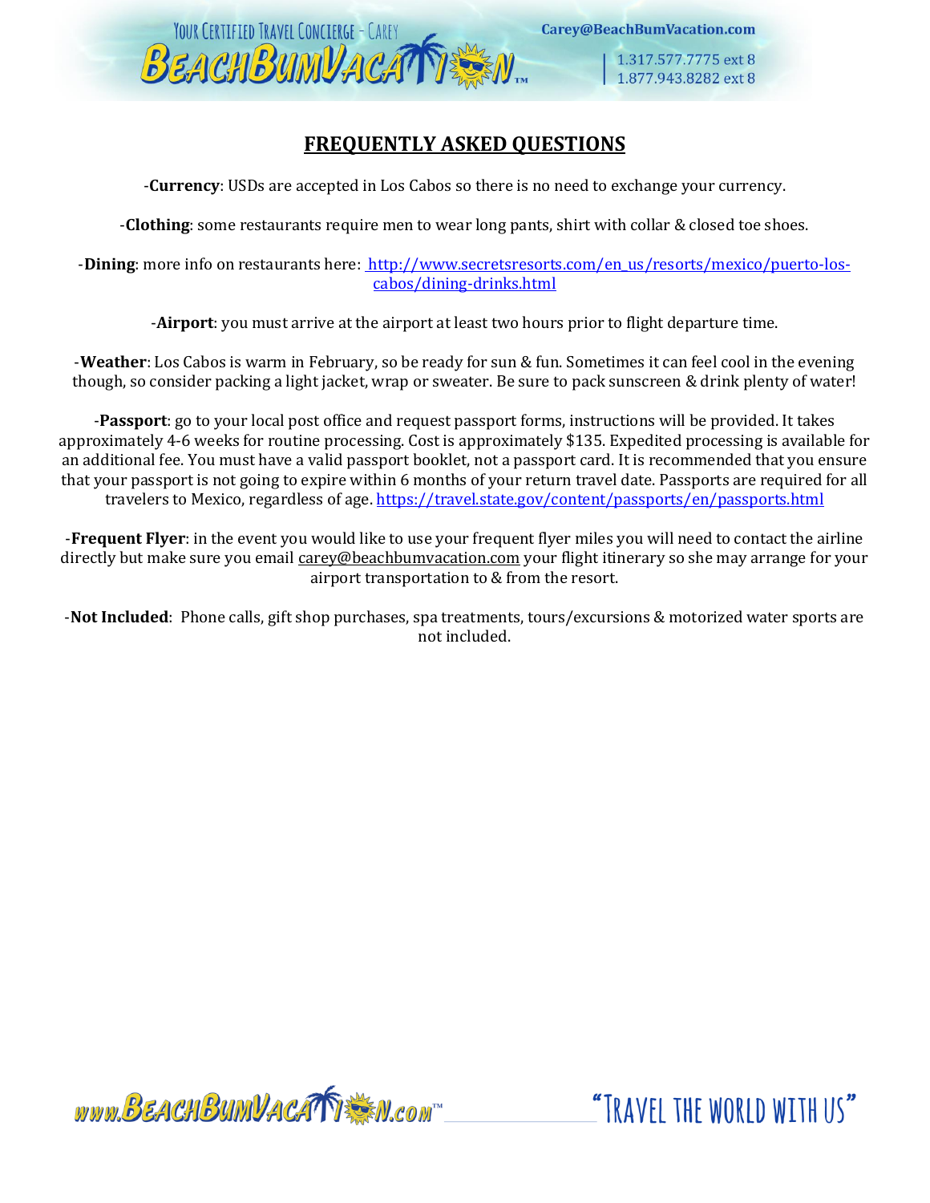# FREQUENTLY ASKED QUESTIONS

-**Currency**: USDs are accepted in Los Cabos so there is no need to exchange your currency.

-**Clothing**: some restaurants require men to wear long pants, shirt with collar & closed toe shoes.

-**Dining**: more info on restaurants here: http://www.secretsresorts.com/en_us/resorts/mexico/puerto-los-cabos/dining-drinks.html

-**Airport**: you must arrive at the airport at least two hours prior to flight departure time.

-**Weather**: Los Cabos is warm in February, so be ready for sun & fun. Sometimes it can feel cool in the evening though, so consider packing a light jacket, wrap or sweater. Be sure to pack sunscreen & drink plenty of water!

-**Passport**: go to your local post office and request passport forms, instructions will be provided. It takes approximately 4-6 weeks for routine processing. Cost is approximately $135. Expedited processing is available for an additional fee. You must have a valid passport booklet, not a passport card. It is recommended that you ensure that your passport is not going to expire within 6 months of your return travel date. Passports are required for all travelers to Mexico, regardless of age. https://travel.state.gov/content/passports/en/passports.html

-**Frequent Flyer**: in the event you would like to use your frequent flyer miles you will need to contact the airline directly but make sure you email carey@beachbumvacation.com your flight itinerary so she may arrange for your airport transportation to & from the resort.

-**Not Included**: Phone calls, gift shop purchases, spa treatments, tours/excursions & motorized water sports are not included.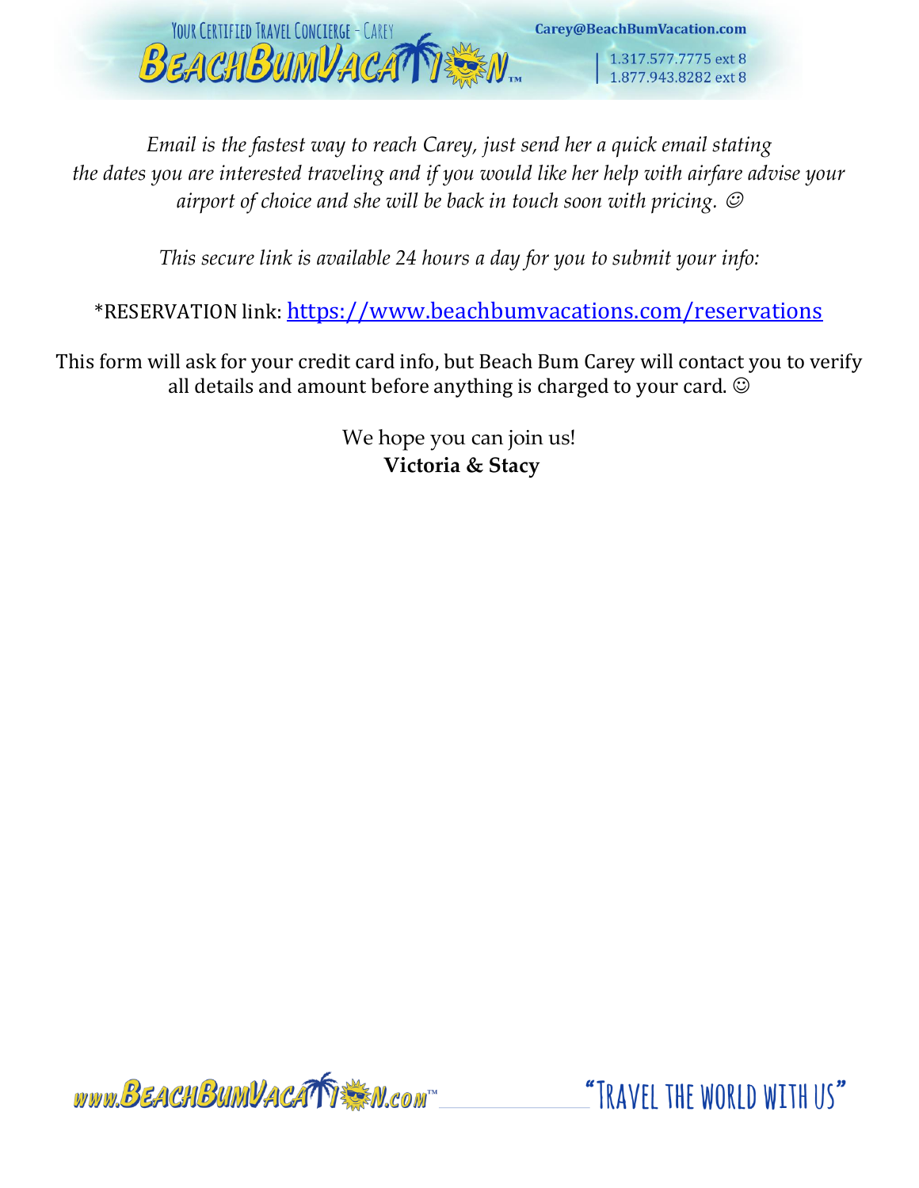*Email is the fastest way to reach Carey, just send her a quick email stating the dates you are interested traveling and if you would like her help with airfare advise your airport of choice and she will be back in touch soon with pricing.* ☺

*This secure link is available 24 hours a day for you to submit your info:*

*RESERVATION link: https://www.beachbumvacations.com/reservations

This form will ask for your credit card info, but Beach Bum Carey will contact you to verify all details and amount before anything is charged to your card. ☺

We hope you can join us!
**Victoria & Stacy**